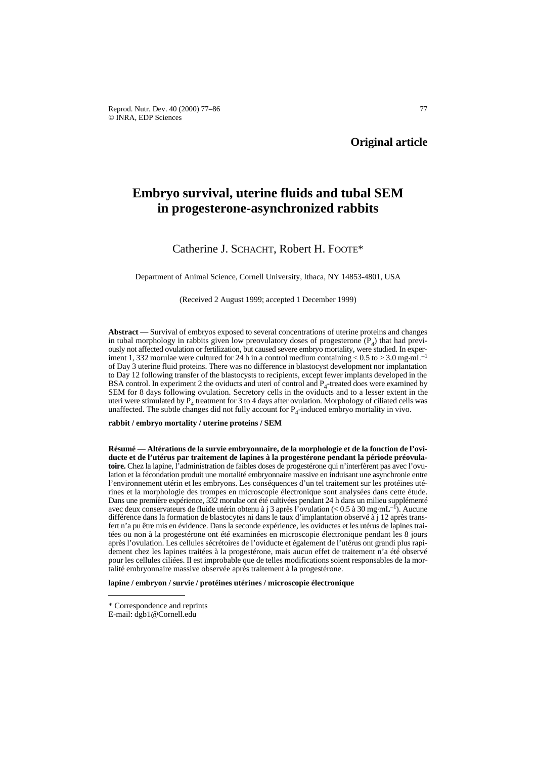**Original article**

# Embryo survival, uterine fluids and tubal SEM in progesterone-asynchronized rabbits

Catherine J. Schacht, Robert H. Foote*

Department of Animal Science, Cornell University, Ithaca, NY 14853-4801, USA

(Received 2 August 1999; accepted 1 December 1999)

**Abstract** — Survival of embryos exposed to several concentrations of uterine proteins and changes in tubal morphology in rabbits given low preovulatory doses of progesterone ($P_4$) that had previously not affected ovulation or fertilization, but caused severe embryo mortality, were studied. In experiment 1, 332 morulae were cultured for 24 h in a control medium containing $< 0.5$ to $> 3.0$ mg·mL$^{-1}$ of Day 3 uterine fluid proteins. There was no difference in blastocyst development nor implantation to Day 12 following transfer of the blastocysts to recipients, except fewer implants developed in the BSA control. In experiment 2 the oviducts and uteri of control and $P_4$-treated does were examined by SEM for 8 days following ovulation. Secretory cells in the oviducts and to a lesser extent in the uteri were stimulated by $P_4$ treatment for 3 to 4 days after ovulation. Morphology of ciliated cells was unaffected. The subtle changes did not fully account for $P_4$-induced embryo mortality in vivo.

**rabbit / embryo mortality / uterine proteins / SEM**

**Résumé** — **Altérations de la survie embryonnaire, de la morphologie et de la fonction de l'oviducte et de l'utérus par traitement de lapines à la progestérone pendant la période préovulatoire.** Chez la lapine, l'administration de faibles doses de progestérone qui n'interfèrent pas avec l'ovulation et la fécondation produit une mortalité embryonnaire massive en induisant une asynchronie entre l'environnement utérin et les embryons. Les conséquences d'un tel traitement sur les protéines utérines et la morphologie des trompes en microscopie électronique sont analysées dans cette étude. Dans une première expérience, 332 morulae ont été cultivées pendant 24 h dans un milieu supplémenté avec deux conservateurs de fluide utérin obtenu à j 3 après l'ovulation ($< 0.5$ à 30 mg·mL$^{-1}$). Aucune différence dans la formation de blastocytes ni dans le taux d'implantation observé à j 12 après transfert n'a pu être mis en évidence. Dans la seconde expérience, les oviductes et les utérus de lapines traitées ou non à la progestérone ont été examinées en microscopie électronique pendant les 8 jours après l'ovulation. Les cellules sécrétoires de l'oviducte et également de l'utérus ont grandi plus rapidement chez les lapines traitées à la progestérone, mais aucun effet de traitement n'a été observé pour les cellules ciliées. Il est improbable que de telles modifications soient responsables de la mortalité embryonnaire massive observée après traitement à la progestérone.

**lapine / embryon / survie / protéines utérines / microscopie électronique**

---

\* Correspondence and reprints
E-mail: dgb1@Cornell.edu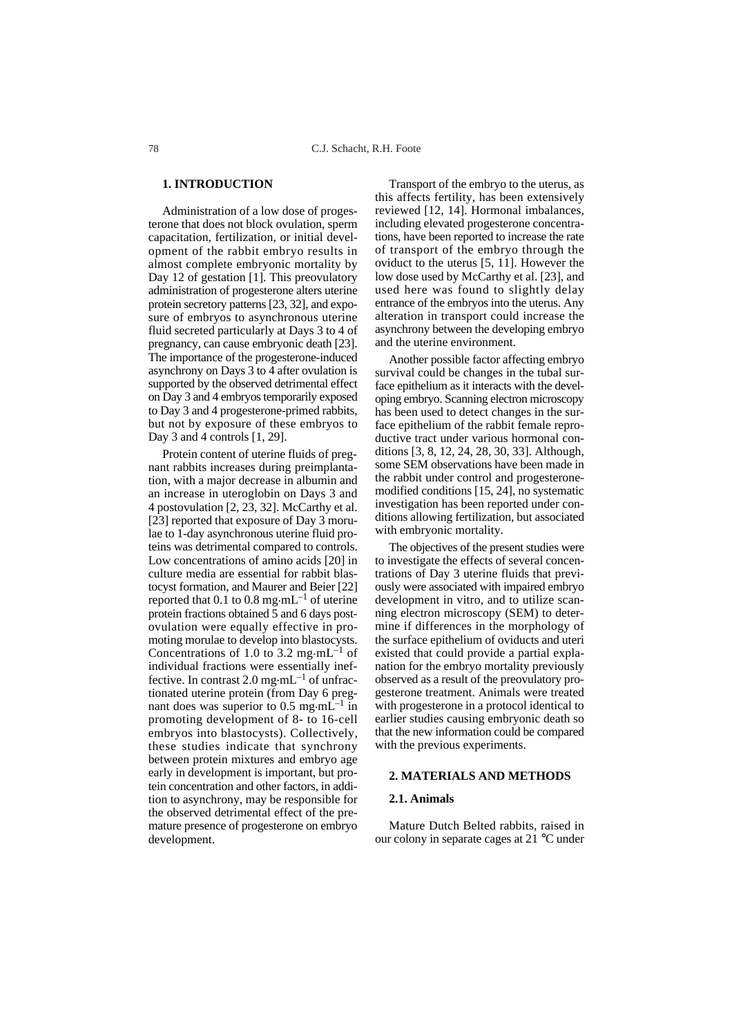## 1. INTRODUCTION

Administration of a low dose of progesterone that does not block ovulation, sperm capacitation, fertilization, or initial development of the rabbit embryo results in almost complete embryonic mortality by Day 12 of gestation [1]. This preovulatory administration of progesterone alters uterine protein secretory patterns [23, 32], and exposure of embryos to asynchronous uterine fluid secreted particularly at Days 3 to 4 of pregnancy, can cause embryonic death [23]. The importance of the progesterone-induced asynchrony on Days 3 to 4 after ovulation is supported by the observed detrimental effect on Day 3 and 4 embryos temporarily exposed to Day 3 and 4 progesterone-primed rabbits, but not by exposure of these embryos to Day 3 and 4 controls [1, 29].

Protein content of uterine fluids of pregnant rabbits increases during preimplantation, with a major decrease in albumin and an increase in uteroglobin on Days 3 and 4 postovulation [2, 23, 32]. McCarthy et al. [23] reported that exposure of Day 3 morulae to 1-day asynchronous uterine fluid proteins was detrimental compared to controls. Low concentrations of amino acids [20] in culture media are essential for rabbit blastocyst formation, and Maurer and Beier [22] reported that 0.1 to 0.8 $mg{\cdot}mL^{-1}$ of uterine protein fractions obtained 5 and 6 days postovulation were equally effective in promoting morulae to develop into blastocysts. Concentrations of 1.0 to 3.2 $mg{\cdot}mL^{-1}$ of individual fractions were essentially ineffective. In contrast 2.0 $mg{\cdot}mL^{-1}$ of unfractionated uterine protein (from Day 6 pregnant does was superior to 0.5 $mg{\cdot}mL^{-1}$ in promoting development of 8- to 16-cell embryos into blastocysts). Collectively, these studies indicate that synchrony between protein mixtures and embryo age early in development is important, but protein concentration and other factors, in addition to asynchrony, may be responsible for the observed detrimental effect of the premature presence of progesterone on embryo development.

Transport of the embryo to the uterus, as this affects fertility, has been extensively reviewed [12, 14]. Hormonal imbalances, including elevated progesterone concentrations, have been reported to increase the rate of transport of the embryo through the oviduct to the uterus [5, 11]. However the low dose used by McCarthy et al. [23], and used here was found to slightly delay entrance of the embryos into the uterus. Any alteration in transport could increase the asynchrony between the developing embryo and the uterine environment.

Another possible factor affecting embryo survival could be changes in the tubal surface epithelium as it interacts with the developing embryo. Scanning electron microscopy has been used to detect changes in the surface epithelium of the rabbit female reproductive tract under various hormonal conditions [3, 8, 12, 24, 28, 30, 33]. Although, some SEM observations have been made in the rabbit under control and progesterone-modified conditions [15, 24], no systematic investigation has been reported under conditions allowing fertilization, but associated with embryonic mortality.

The objectives of the present studies were to investigate the effects of several concentrations of Day 3 uterine fluids that previously were associated with impaired embryo development in vitro, and to utilize scanning electron microscopy (SEM) to determine if differences in the morphology of the surface epithelium of oviducts and uteri existed that could provide a partial explanation for the embryo mortality previously observed as a result of the preovulatory progesterone treatment. Animals were treated with progesterone in a protocol identical to earlier studies causing embryonic death so that the new information could be compared with the previous experiments.

## 2. MATERIALS AND METHODS

### 2.1. Animals

Mature Dutch Belted rabbits, raised in our colony in separate cages at 21 °C under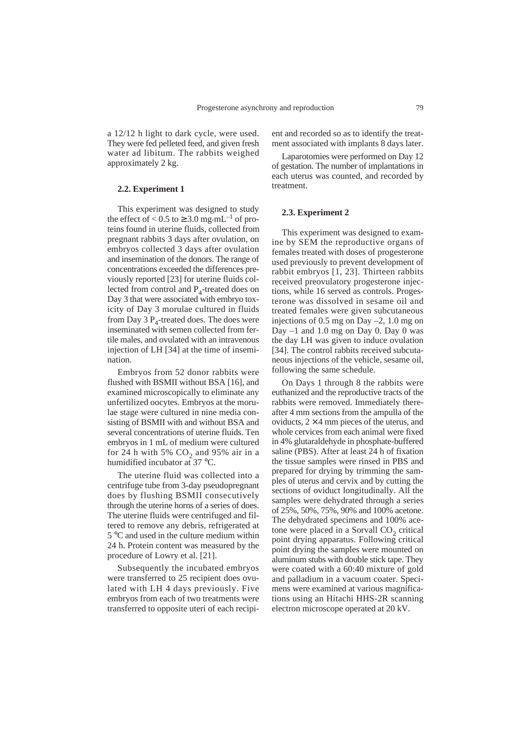a 12/12 h light to dark cycle, were used. They were fed pelleted feed, and given fresh water ad libitum. The rabbits weighed approximately 2 kg.

### 2.2. Experiment 1

This experiment was designed to study the effect of < 0.5 to ≥ 3.0 mg·mL$^{-1}$ of proteins found in uterine fluids, collected from pregnant rabbits 3 days after ovulation, on embryos collected 3 days after ovulation and insemination of the donors. The range of concentrations exceeded the differences previously reported [23] for uterine fluids collected from control and $P_4$-treated does on Day 3 that were associated with embryo toxicity of Day 3 morulae cultured in fluids from Day 3 $P_4$-treated does. The does were inseminated with semen collected from fertile males, and ovulated with an intravenous injection of LH [34] at the time of insemination.

Embryos from 52 donor rabbits were flushed with BSMII without BSA [16], and examined microscopically to eliminate any unfertilized oocytes. Embryos at the morulae stage were cultured in nine media consisting of BSMII with and without BSA and several concentrations of uterine fluids. Ten embryos in 1 mL of medium were cultured for 24 h with 5% $CO_2$ and 95% air in a humidified incubator at 37 °C.

The uterine fluid was collected into a centrifuge tube from 3-day pseudopregnant does by flushing BSMII consecutively through the uterine horns of a series of does. The uterine fluids were centrifuged and filtered to remove any debris, refrigerated at 5 °C and used in the culture medium within 24 h. Protein content was measured by the procedure of Lowry et al. [21].

Subsequently the incubated embryos were transferred to 25 recipient does ovulated with LH 4 days previously. Five embryos from each of two treatments were transferred to opposite uteri of each recipient and recorded so as to identify the treatment associated with implants 8 days later.

Laparotomies were performed on Day 12 of gestation. The number of implantations in each uterus was counted, and recorded by treatment.

### 2.3. Experiment 2

This experiment was designed to examine by SEM the reproductive organs of females treated with doses of progesterone used previously to prevent development of rabbit embryos [1, 23]. Thirteen rabbits received preovulatory progesterone injections, while 16 served as controls. Progesterone was dissolved in sesame oil and treated females were given subcutaneous injections of 0.5 mg on Day –2, 1.0 mg on Day –1 and 1.0 mg on Day 0. Day 0 was the day LH was given to induce ovulation [34]. The control rabbits received subcutaneous injections of the vehicle, sesame oil, following the same schedule.

On Days 1 through 8 the rabbits were euthanized and the reproductive tracts of the rabbits were removed. Immediately thereafter 4 mm sections from the ampulla of the oviducts, 2 × 4 mm pieces of the uterus, and whole cervices from each animal were fixed in 4% glutaraldehyde in phosphate-buffered saline (PBS). After at least 24 h of fixation the tissue samples were rinsed in PBS and prepared for drying by trimming the samples of uterus and cervix and by cutting the sections of oviduct longitudinally. All the samples were dehydrated through a series of 25%, 50%, 75%, 90% and 100% acetone. The dehydrated specimens and 100% acetone were placed in a Sorvall $CO_2$ critical point drying apparatus. Following critical point drying the samples were mounted on aluminum stubs with double stick tape. They were coated with a 60:40 mixture of gold and palladium in a vacuum coater. Specimens were examined at various magnifications using an Hitachi HHS-2R scanning electron microscope operated at 20 kV.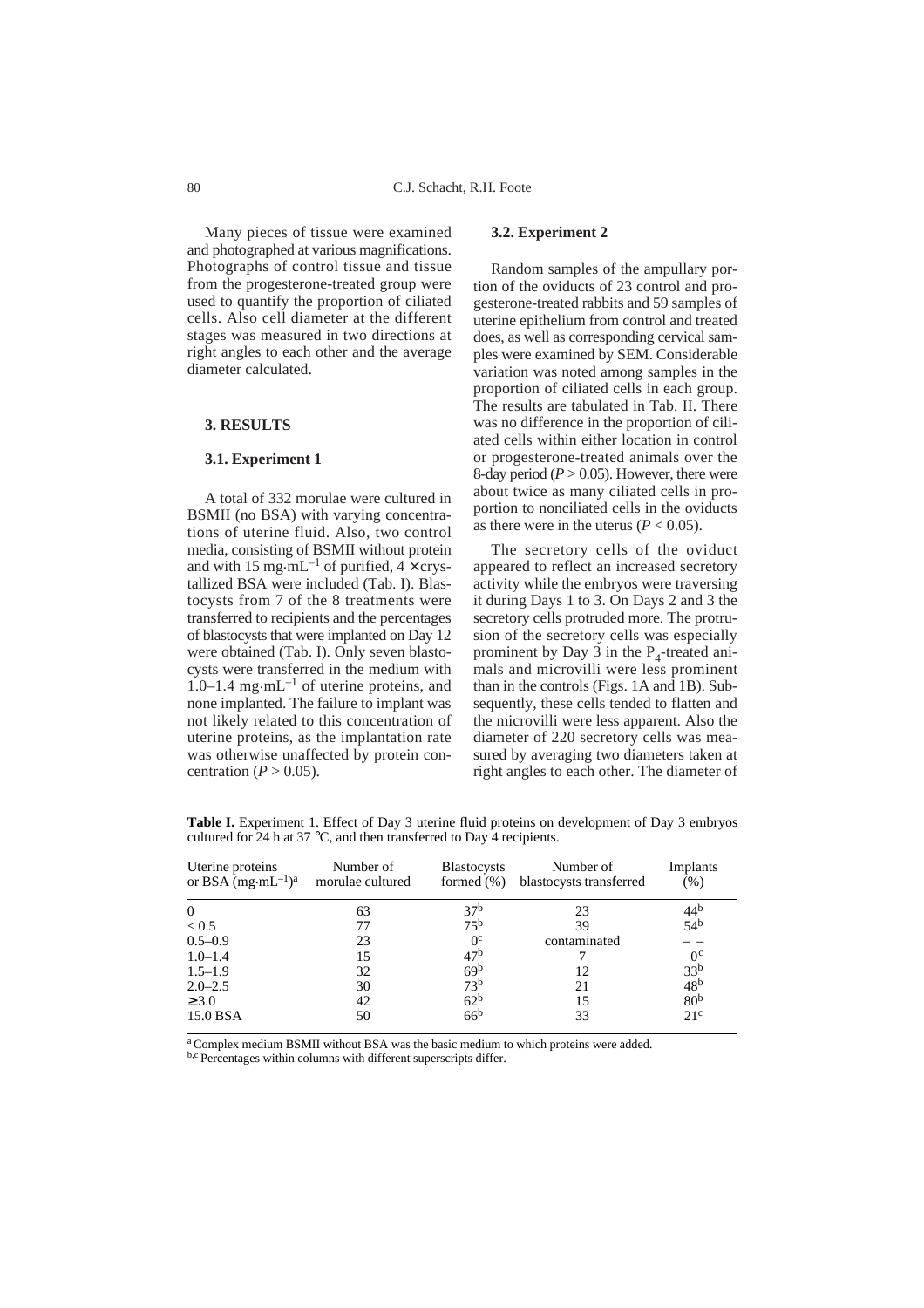Many pieces of tissue were examined and photographed at various magnifications. Photographs of control tissue and tissue from the progesterone-treated group were used to quantify the proportion of ciliated cells. Also cell diameter at the different stages was measured in two directions at right angles to each other and the average diameter calculated.

## 3. RESULTS

### 3.1. Experiment 1

A total of 332 morulae were cultured in BSMII (no BSA) with varying concentrations of uterine fluid. Also, two control media, consisting of BSMII without protein and with 15 $mg \cdot mL^{-1}$ of purified, 4 × crystallized BSA were included (Tab. I). Blastocysts from 7 of the 8 treatments were transferred to recipients and the percentages of blastocysts that were implanted on Day 12 were obtained (Tab. I). Only seven blastocysts were transferred in the medium with 1.0–1.4 $mg \cdot mL^{-1}$ of uterine proteins, and none implanted. The failure to implant was not likely related to this concentration of uterine proteins, as the implantation rate was otherwise unaffected by protein concentration ($P > 0.05$).

### 3.2. Experiment 2

Random samples of the ampullary portion of the oviducts of 23 control and progesterone-treated rabbits and 59 samples of uterine epithelium from control and treated does, as well as corresponding cervical samples were examined by SEM. Considerable variation was noted among samples in the proportion of ciliated cells in each group. The results are tabulated in Tab. II. There was no difference in the proportion of ciliated cells within either location in control or progesterone-treated animals over the 8-day period ($P > 0.05$). However, there were about twice as many ciliated cells in proportion to nonciliated cells in the oviducts as there were in the uterus ($P < 0.05$).

The secretory cells of the oviduct appeared to reflect an increased secretory activity while the embryos were traversing it during Days 1 to 3. On Days 2 and 3 the secretory cells protruded more. The protrusion of the secretory cells was especially prominent by Day 3 in the $P_4$-treated animals and microvilli were less prominent than in the controls (Figs. 1A and 1B). Subsequently, these cells tended to flatten and the microvilli were less apparent. Also the diameter of 220 secretory cells was measured by averaging two diameters taken at right angles to each other. The diameter of

**Table I.** Experiment 1. Effect of Day 3 uterine fluid proteins on development of Day 3 embryos cultured for 24 h at 37 °C, and then transferred to Day 4 recipients.

| Uterine proteins or BSA ($mg \cdot mL^{-1}$)[a] | Number of morulae cultured | Blastocysts formed (%) | Number of blastocysts transferred | Implants (%) |
|---|---|---|---|---|
| 0 | 63 | 37[b] | 23 | 44[b] |
| < 0.5 | 77 | 75[b] | 39 | 54[b] |
| 0.5–0.9 | 23 | 0[c] | contaminated | – – |
| 1.0–1.4 | 15 | 47[b] | 7 | 0[c] |
| 1.5–1.9 | 32 | 69[b] | 12 | 33[b] |
| 2.0–2.5 | 30 | 73[b] | 21 | 48[b] |
| ≥ 3.0 | 42 | 62[b] | 15 | 80[b] |
| 15.0 BSA | 50 | 66[b] | 33 | 21[c] |

[a] Complex medium BSMII without BSA was the basic medium to which proteins were added.
[b,c] Percentages within columns with different superscripts differ.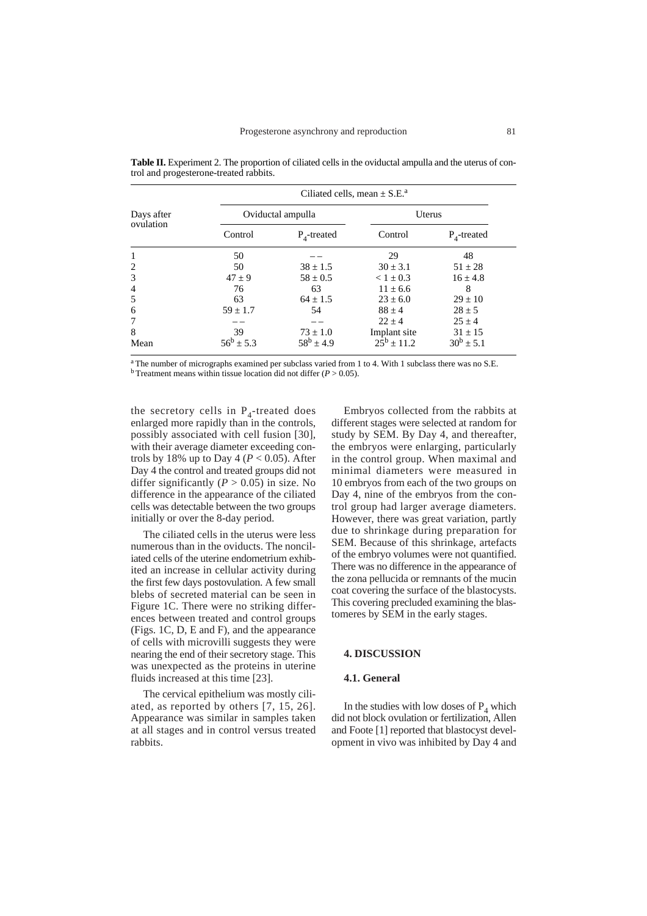**Table II.** Experiment 2. The proportion of ciliated cells in the oviductal ampulla and the uterus of control and progesterone-treated rabbits.

| Days after ovulation | Ciliated cells, mean ± S.E.[a] | | | |
|---|---|---|---|---|
| | Oviductal ampulla | | Uterus | |
| | Control | $P_4$-treated | Control | $P_4$-treated |
| 1 | 50 | – – | 29 | 48 |
| 2 | 50 | 38 ± 1.5 | 30 ± 3.1 | 51 ± 28 |
| 3 | 47 ± 9 | 58 ± 0.5 | < 1 ± 0.3 | 16 ± 4.8 |
| 4 | 76 | 63 | 11 ± 6.6 | 8 |
| 5 | 63 | 64 ± 1.5 | 23 ± 6.0 | 29 ± 10 |
| 6 | 59 ± 1.7 | 54 | 88 ± 4 | 28 ± 5 |
| 7 | – – | – – | 22 ± 4 | 25 ± 4 |
| 8 | 39 | 73 ± 1.0 | Implant site | 31 ± 15 |
| Mean | 56[b] ± 5.3 | 58[b] ± 4.9 | 25[b] ± 11.2 | 30[b] ± 5.1 |

[a] The number of micrographs examined per subclass varied from 1 to 4. With 1 subclass there was no S.E.
[b] Treatment means within tissue location did not differ ($P > 0.05$).

the secretory cells in $P_4$-treated does enlarged more rapidly than in the controls, possibly associated with cell fusion [30], with their average diameter exceeding controls by 18% up to Day 4 ($P < 0.05$). After Day 4 the control and treated groups did not differ significantly ($P > 0.05$) in size. No difference in the appearance of the ciliated cells was detectable between the two groups initially or over the 8-day period.

The ciliated cells in the uterus were less numerous than in the oviducts. The nonciliated cells of the uterine endometrium exhibited an increase in cellular activity during the first few days postovulation. A few small blebs of secreted material can be seen in Figure 1C. There were no striking differences between treated and control groups (Figs. 1C, D, E and F), and the appearance of cells with microvilli suggests they were nearing the end of their secretory stage. This was unexpected as the proteins in uterine fluids increased at this time [23].

The cervical epithelium was mostly ciliated, as reported by others [7, 15, 26]. Appearance was similar in samples taken at all stages and in control versus treated rabbits.

Embryos collected from the rabbits at different stages were selected at random for study by SEM. By Day 4, and thereafter, the embryos were enlarging, particularly in the control group. When maximal and minimal diameters were measured in 10 embryos from each of the two groups on Day 4, nine of the embryos from the control group had larger average diameters. However, there was great variation, partly due to shrinkage during preparation for SEM. Because of this shrinkage, artefacts of the embryo volumes were not quantified. There was no difference in the appearance of the zona pellucida or remnants of the mucin coat covering the surface of the blastocysts. This covering precluded examining the blastomeres by SEM in the early stages.

## 4. DISCUSSION

### 4.1. General

In the studies with low doses of $P_4$ which did not block ovulation or fertilization, Allen and Foote [1] reported that blastocyst development in vivo was inhibited by Day 4 and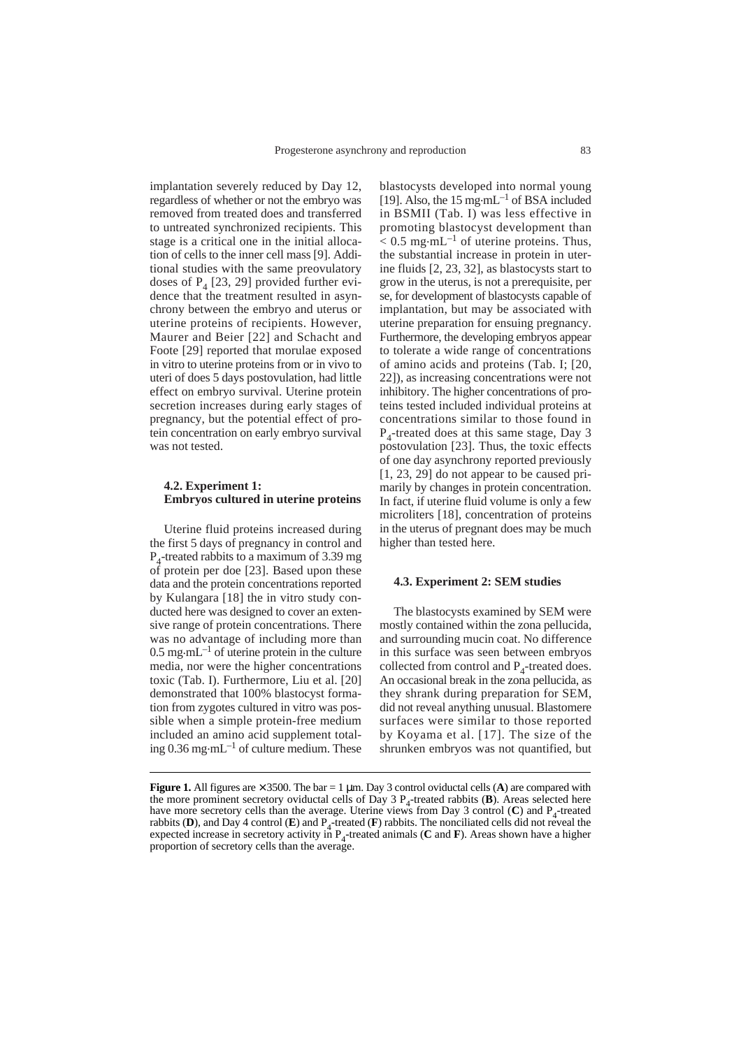implantation severely reduced by Day 12, regardless of whether or not the embryo was removed from treated does and transferred to untreated synchronized recipients. This stage is a critical one in the initial allocation of cells to the inner cell mass [9]. Additional studies with the same preovulatory doses of $P_4$ [23, 29] provided further evidence that the treatment resulted in asynchrony between the embryo and uterus or uterine proteins of recipients. However, Maurer and Beier [22] and Schacht and Foote [29] reported that morulae exposed in vitro to uterine proteins from or in vivo to uteri of does 5 days postovulation, had little effect on embryo survival. Uterine protein secretion increases during early stages of pregnancy, but the potential effect of protein concentration on early embryo survival was not tested.

### 4.2. Experiment 1: Embryos cultured in uterine proteins

Uterine fluid proteins increased during the first 5 days of pregnancy in control and $P_4$-treated rabbits to a maximum of 3.39 mg of protein per doe [23]. Based upon these data and the protein concentrations reported by Kulangara [18] the in vitro study conducted here was designed to cover an extensive range of protein concentrations. There was no advantage of including more than $0.5\ mg{\cdot}mL^{-1}$ of uterine protein in the culture media, nor were the higher concentrations toxic (Tab. I). Furthermore, Liu et al. [20] demonstrated that 100% blastocyst formation from zygotes cultured in vitro was possible when a simple protein-free medium included an amino acid supplement totaling $0.36\ mg{\cdot}mL^{-1}$ of culture medium. These blastocysts developed into normal young [19]. Also, the $15\ mg{\cdot}mL^{-1}$ of BSA included in BSMII (Tab. I) was less effective in promoting blastocyst development than $< 0.5\ mg{\cdot}mL^{-1}$ of uterine proteins. Thus, the substantial increase in protein in uterine fluids [2, 23, 32], as blastocysts start to grow in the uterus, is not a prerequisite, per se, for development of blastocysts capable of implantation, but may be associated with uterine preparation for ensuing pregnancy. Furthermore, the developing embryos appear to tolerate a wide range of concentrations of amino acids and proteins (Tab. I; [20, 22]), as increasing concentrations were not inhibitory. The higher concentrations of proteins tested included individual proteins at concentrations similar to those found in $P_4$-treated does at this same stage, Day 3 postovulation [23]. Thus, the toxic effects of one day asynchrony reported previously [1, 23, 29] do not appear to be caused primarily by changes in protein concentration. In fact, if uterine fluid volume is only a few microliters [18], concentration of proteins in the uterus of pregnant does may be much higher than tested here.

### 4.3. Experiment 2: SEM studies

The blastocysts examined by SEM were mostly contained within the zona pellucida, and surrounding mucin coat. No difference in this surface was seen between embryos collected from control and $P_4$-treated does. An occasional break in the zona pellucida, as they shrank during preparation for SEM, did not reveal anything unusual. Blastomere surfaces were similar to those reported by Koyama et al. [17]. The size of the shrunken embryos was not quantified, but

**Figure 1.** All figures are × 3500. The bar = 1 µm. Day 3 control oviductal cells (**A**) are compared with the more prominent secretory oviductal cells of Day 3 $P_4$-treated rabbits (**B**). Areas selected here have more secretory cells than the average. Uterine views from Day 3 control (**C**) and $P_4$-treated rabbits (**D**), and Day 4 control (**E**) and $P_4$-treated (**F**) rabbits. The nonciliated cells did not reveal the expected increase in secretory activity in $P_4$-treated animals (**C** and **F**). Areas shown have a higher proportion of secretory cells than the average.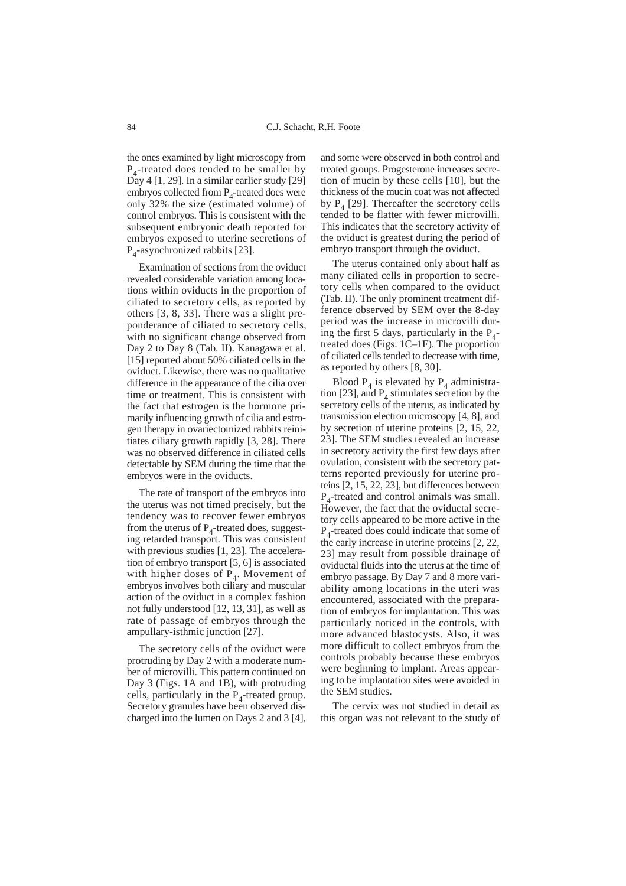the ones examined by light microscopy from $P_4$-treated does tended to be smaller by Day 4 [1, 29]. In a similar earlier study [29] embryos collected from $P_4$-treated does were only 32% the size (estimated volume) of control embryos. This is consistent with the subsequent embryonic death reported for embryos exposed to uterine secretions of $P_4$-asynchronized rabbits [23].

Examination of sections from the oviduct revealed considerable variation among locations within oviducts in the proportion of ciliated to secretory cells, as reported by others [3, 8, 33]. There was a slight preponderance of ciliated to secretory cells, with no significant change observed from Day 2 to Day 8 (Tab. II). Kanagawa et al. [15] reported about 50% ciliated cells in the oviduct. Likewise, there was no qualitative difference in the appearance of the cilia over time or treatment. This is consistent with the fact that estrogen is the hormone primarily influencing growth of cilia and estrogen therapy in ovariectomized rabbits reinitiates ciliary growth rapidly [3, 28]. There was no observed difference in ciliated cells detectable by SEM during the time that the embryos were in the oviducts.

The rate of transport of the embryos into the uterus was not timed precisely, but the tendency was to recover fewer embryos from the uterus of $P_4$-treated does, suggesting retarded transport. This was consistent with previous studies [1, 23]. The acceleration of embryo transport [5, 6] is associated with higher doses of $P_4$. Movement of embryos involves both ciliary and muscular action of the oviduct in a complex fashion not fully understood [12, 13, 31], as well as rate of passage of embryos through the ampullary-isthmic junction [27].

The secretory cells of the oviduct were protruding by Day 2 with a moderate number of microvilli. This pattern continued on Day 3 (Figs. 1A and 1B), with protruding cells, particularly in the $P_4$-treated group. Secretory granules have been observed discharged into the lumen on Days 2 and 3 [4], and some were observed in both control and treated groups. Progesterone increases secretion of mucin by these cells [10], but the thickness of the mucin coat was not affected by $P_4$ [29]. Thereafter the secretory cells tended to be flatter with fewer microvilli. This indicates that the secretory activity of the oviduct is greatest during the period of embryo transport through the oviduct.

The uterus contained only about half as many ciliated cells in proportion to secretory cells when compared to the oviduct (Tab. II). The only prominent treatment difference observed by SEM over the 8-day period was the increase in microvilli during the first 5 days, particularly in the $P_4$-treated does (Figs. 1C–1F). The proportion of ciliated cells tended to decrease with time, as reported by others [8, 30].

Blood $P_4$ is elevated by $P_4$ administration [23], and $P_4$ stimulates secretion by the secretory cells of the uterus, as indicated by transmission electron microscopy [4, 8], and by secretion of uterine proteins [2, 15, 22, 23]. The SEM studies revealed an increase in secretory activity the first few days after ovulation, consistent with the secretory patterns reported previously for uterine proteins [2, 15, 22, 23], but differences between $P_4$-treated and control animals was small. However, the fact that the oviductal secretory cells appeared to be more active in the $P_4$-treated does could indicate that some of the early increase in uterine proteins [2, 22, 23] may result from possible drainage of oviductal fluids into the uterus at the time of embryo passage. By Day 7 and 8 more variability among locations in the uteri was encountered, associated with the preparation of embryos for implantation. This was particularly noticed in the controls, with more advanced blastocysts. Also, it was more difficult to collect embryos from the controls probably because these embryos were beginning to implant. Areas appearing to be implantation sites were avoided in the SEM studies.

The cervix was not studied in detail as this organ was not relevant to the study of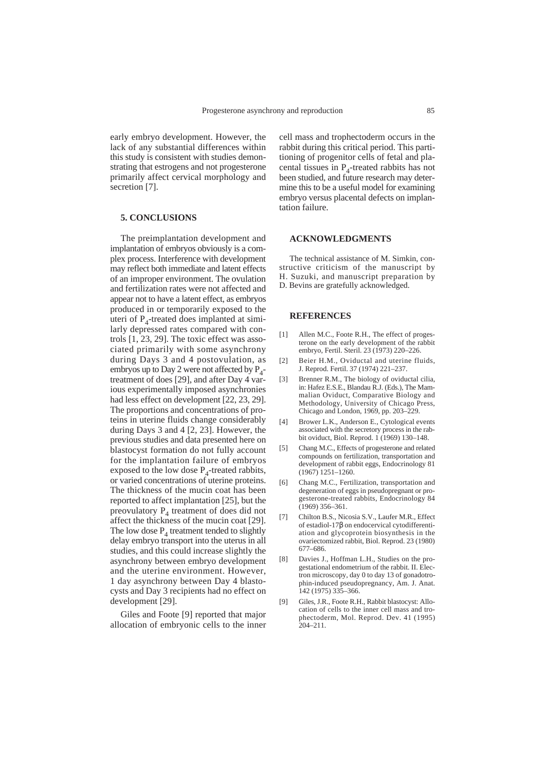early embryo development. However, the lack of any substantial differences within this study is consistent with studies demonstrating that estrogens and not progesterone primarily affect cervical morphology and secretion [7].

## 5. CONCLUSIONS

The preimplantation development and implantation of embryos obviously is a complex process. Interference with development may reflect both immediate and latent effects of an improper environment. The ovulation and fertilization rates were not affected and appear not to have a latent effect, as embryos produced in or temporarily exposed to the uteri of $P_4$-treated does implanted at similarly depressed rates compared with controls [1, 23, 29]. The toxic effect was associated primarily with some asynchrony during Days 3 and 4 postovulation, as embryos up to Day 2 were not affected by $P_4$-treatment of does [29], and after Day 4 various experimentally imposed asynchronies had less effect on development [22, 23, 29]. The proportions and concentrations of proteins in uterine fluids change considerably during Days 3 and 4 [2, 23]. However, the previous studies and data presented here on blastocyst formation do not fully account for the implantation failure of embryos exposed to the low dose $P_4$-treated rabbits, or varied concentrations of uterine proteins. The thickness of the mucin coat has been reported to affect implantation [25], but the preovulatory $P_4$ treatment of does did not affect the thickness of the mucin coat [29]. The low dose $P_4$ treatment tended to slightly delay embryo transport into the uterus in all studies, and this could increase slightly the asynchrony between embryo development and the uterine environment. However, 1 day asynchrony between Day 4 blastocysts and Day 3 recipients had no effect on development [29].

Giles and Foote [9] reported that major allocation of embryonic cells to the inner cell mass and trophectoderm occurs in the rabbit during this critical period. This partitioning of progenitor cells of fetal and placental tissues in $P_4$-treated rabbits has not been studied, and future research may determine this to be a useful model for examining embryo versus placental defects on implantation failure.

## ACKNOWLEDGMENTS

The technical assistance of M. Simkin, constructive criticism of the manuscript by H. Suzuki, and manuscript preparation by D. Bevins are gratefully acknowledged.

## REFERENCES

[1] Allen M.C., Foote R.H., The effect of progesterone on the early development of the rabbit embryo, Fertil. Steril. 23 (1973) 220–226.

[2] Beier H.M., Oviductal and uterine fluids, J. Reprod. Fertil. 37 (1974) 221–237.

[3] Brenner R.M., The biology of oviductal cilia, in: Hafez E.S.E., Blandau R.J. (Eds.), The Mammalian Oviduct, Comparative Biology and Methodology, University of Chicago Press, Chicago and London, 1969, pp. 203–229.

[4] Brower L.K., Anderson E., Cytological events associated with the secretory process in the rabbit oviduct, Biol. Reprod. 1 (1969) 130–148.

[5] Chang M.C., Effects of progesterone and related compounds on fertilization, transportation and development of rabbit eggs, Endocrinology 81 (1967) 1251–1260.

[6] Chang M.C., Fertilization, transportation and degeneration of eggs in pseudopregnant or progesterone-treated rabbits, Endocrinology 84 (1969) 356–361.

[7] Chilton B.S., Nicosia S.V., Laufer M.R., Effect of estadiol-17β on endocervical cytodifferentiation and glycoprotein biosynthesis in the ovariectomized rabbit, Biol. Reprod. 23 (1980) 677–686.

[8] Davies J., Hoffman L.H., Studies on the progestational endometrium of the rabbit. II. Electron microscopy, day 0 to day 13 of gonadotrophin-induced pseudopregnancy, Am. J. Anat. 142 (1975) 335–366.

[9] Giles, J.R., Foote R.H., Rabbit blastocyst: Allocation of cells to the inner cell mass and trophectoderm, Mol. Reprod. Dev. 41 (1995) 204–211.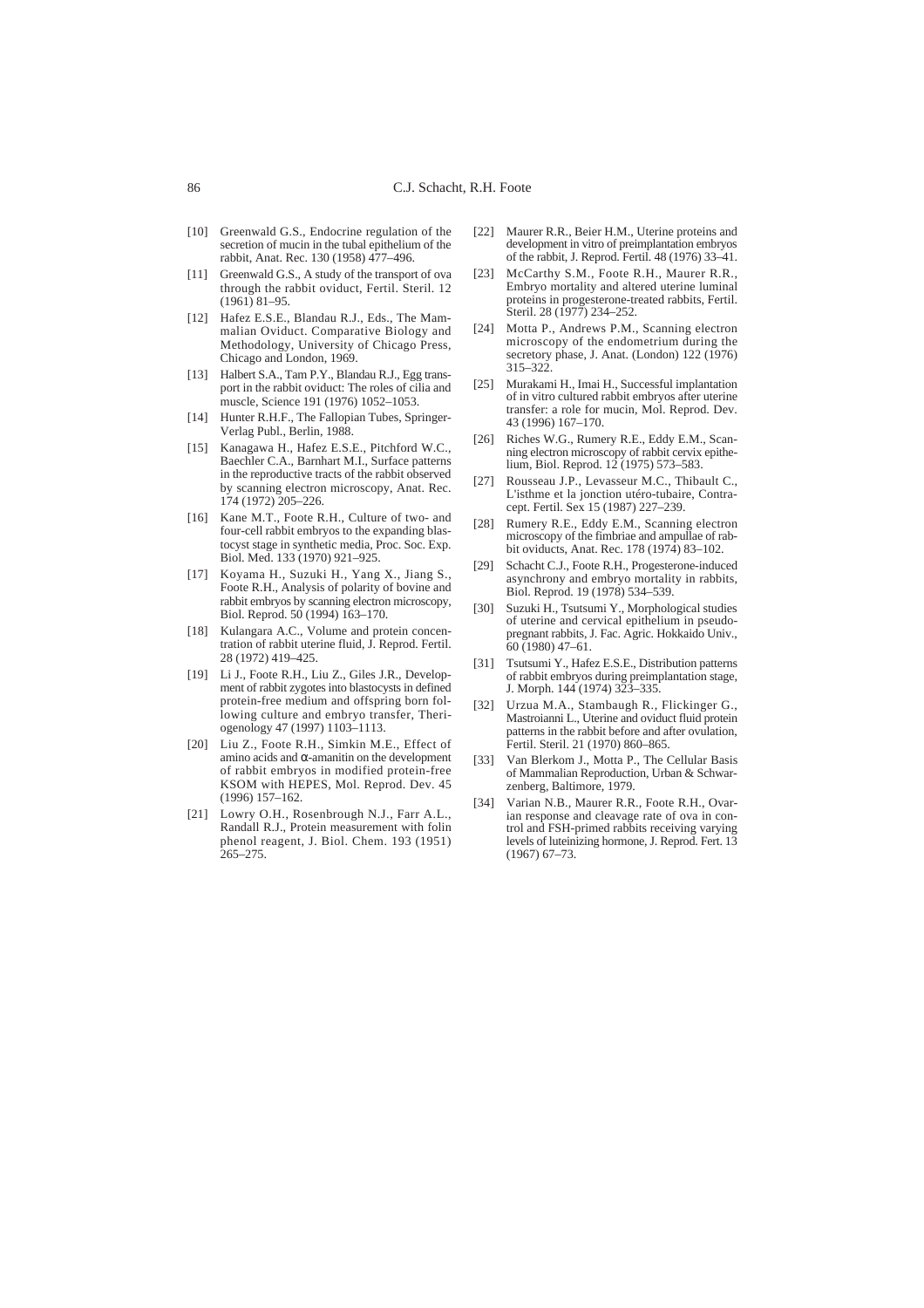[10] Greenwald G.S., Endocrine regulation of the secretion of mucin in the tubal epithelium of the rabbit, Anat. Rec. 130 (1958) 477–496.

[11] Greenwald G.S., A study of the transport of ova through the rabbit oviduct, Fertil. Steril. 12 (1961) 81–95.

[12] Hafez E.S.E., Blandau R.J., Eds., The Mammalian Oviduct. Comparative Biology and Methodology, University of Chicago Press, Chicago and London, 1969.

[13] Halbert S.A., Tam P.Y., Blandau R.J., Egg transport in the rabbit oviduct: The roles of cilia and muscle, Science 191 (1976) 1052–1053.

[14] Hunter R.H.F., The Fallopian Tubes, Springer-Verlag Publ., Berlin, 1988.

[15] Kanagawa H., Hafez E.S.E., Pitchford W.C., Baechler C.A., Barnhart M.I., Surface patterns in the reproductive tracts of the rabbit observed by scanning electron microscopy, Anat. Rec. 174 (1972) 205–226.

[16] Kane M.T., Foote R.H., Culture of two- and four-cell rabbit embryos to the expanding blastocyst stage in synthetic media, Proc. Soc. Exp. Biol. Med. 133 (1970) 921–925.

[17] Koyama H., Suzuki H., Yang X., Jiang S., Foote R.H., Analysis of polarity of bovine and rabbit embryos by scanning electron microscopy, Biol. Reprod. 50 (1994) 163–170.

[18] Kulangara A.C., Volume and protein concentration of rabbit uterine fluid, J. Reprod. Fertil. 28 (1972) 419–425.

[19] Li J., Foote R.H., Liu Z., Giles J.R., Development of rabbit zygotes into blastocysts in defined protein-free medium and offspring born following culture and embryo transfer, Theriogenology 47 (1997) 1103–1113.

[20] Liu Z., Foote R.H., Simkin M.E., Effect of amino acids and $\alpha$-amanitin on the development of rabbit embryos in modified protein-free KSOM with HEPES, Mol. Reprod. Dev. 45 (1996) 157–162.

[21] Lowry O.H., Rosenbrough N.J., Farr A.L., Randall R.J., Protein measurement with folin phenol reagent, J. Biol. Chem. 193 (1951) 265–275.

[22] Maurer R.R., Beier H.M., Uterine proteins and development in vitro of preimplantation embryos of the rabbit, J. Reprod. Fertil. 48 (1976) 33–41.

[23] McCarthy S.M., Foote R.H., Maurer R.R., Embryo mortality and altered uterine luminal proteins in progesterone-treated rabbits, Fertil. Steril. 28 (1977) 234–252.

[24] Motta P., Andrews P.M., Scanning electron microscopy of the endometrium during the secretory phase, J. Anat. (London) 122 (1976) 315–322.

[25] Murakami H., Imai H., Successful implantation of in vitro cultured rabbit embryos after uterine transfer: a role for mucin, Mol. Reprod. Dev. 43 (1996) 167–170.

[26] Riches W.G., Rumery R.E., Eddy E.M., Scanning electron microscopy of rabbit cervix epithelium, Biol. Reprod. 12 (1975) 573–583.

[27] Rousseau J.P., Levasseur M.C., Thibault C., L'isthme et la jonction utéro-tubaire, Contracept. Fertil. Sex 15 (1987) 227–239.

[28] Rumery R.E., Eddy E.M., Scanning electron microscopy of the fimbriae and ampullae of rabbit oviducts, Anat. Rec. 178 (1974) 83–102.

[29] Schacht C.J., Foote R.H., Progesterone-induced asynchrony and embryo mortality in rabbits, Biol. Reprod. 19 (1978) 534–539.

[30] Suzuki H., Tsutsumi Y., Morphological studies of uterine and cervical epithelium in pseudopregnant rabbits, J. Fac. Agric. Hokkaido Univ., 60 (1980) 47–61.

[31] Tsutsumi Y., Hafez E.S.E., Distribution patterns of rabbit embryos during preimplantation stage, J. Morph. 144 (1974) 323–335.

[32] Urzua M.A., Stambaugh R., Flickinger G., Mastroianni L., Uterine and oviduct fluid protein patterns in the rabbit before and after ovulation, Fertil. Steril. 21 (1970) 860–865.

[33] Van Blerkom J., Motta P., The Cellular Basis of Mammalian Reproduction, Urban & Schwarzenberg, Baltimore, 1979.

[34] Varian N.B., Maurer R.R., Foote R.H., Ovarian response and cleavage rate of ova in control and FSH-primed rabbits receiving varying levels of luteinizing hormone, J. Reprod. Fert. 13 (1967) 67–73.